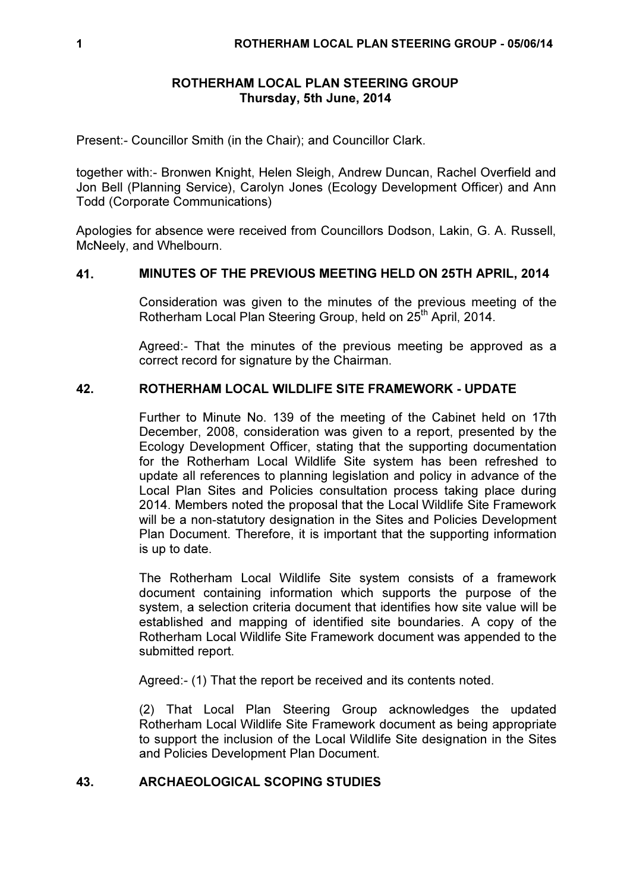# ROTHERHAM LOCAL PLAN STEERING GROUP
## Thursday, 5th June, 2014

Present:- Councillor Smith (in the Chair); and Councillor Clark.

together with:- Bronwen Knight, Helen Sleigh, Andrew Duncan, Rachel Overfield and Jon Bell (Planning Service), Carolyn Jones (Ecology Development Officer) and Ann Todd (Corporate Communications)

Apologies for absence were received from Councillors Dodson, Lakin, G. A. Russell, McNeely, and Whelbourn.

### 41. MINUTES OF THE PREVIOUS MEETING HELD ON 25TH APRIL, 2014

Consideration was given to the minutes of the previous meeting of the Rotherham Local Plan Steering Group, held on 25th April, 2014.

Agreed:- That the minutes of the previous meeting be approved as a correct record for signature by the Chairman.

### 42. ROTHERHAM LOCAL WILDLIFE SITE FRAMEWORK - UPDATE

Further to Minute No. 139 of the meeting of the Cabinet held on 17th December, 2008, consideration was given to a report, presented by the Ecology Development Officer, stating that the supporting documentation for the Rotherham Local Wildlife Site system has been refreshed to update all references to planning legislation and policy in advance of the Local Plan Sites and Policies consultation process taking place during 2014. Members noted the proposal that the Local Wildlife Site Framework will be a non-statutory designation in the Sites and Policies Development Plan Document. Therefore, it is important that the supporting information is up to date.

The Rotherham Local Wildlife Site system consists of a framework document containing information which supports the purpose of the system, a selection criteria document that identifies how site value will be established and mapping of identified site boundaries. A copy of the Rotherham Local Wildlife Site Framework document was appended to the submitted report.

Agreed:- (1) That the report be received and its contents noted.

(2) That Local Plan Steering Group acknowledges the updated Rotherham Local Wildlife Site Framework document as being appropriate to support the inclusion of the Local Wildlife Site designation in the Sites and Policies Development Plan Document.

### 43. ARCHAEOLOGICAL SCOPING STUDIES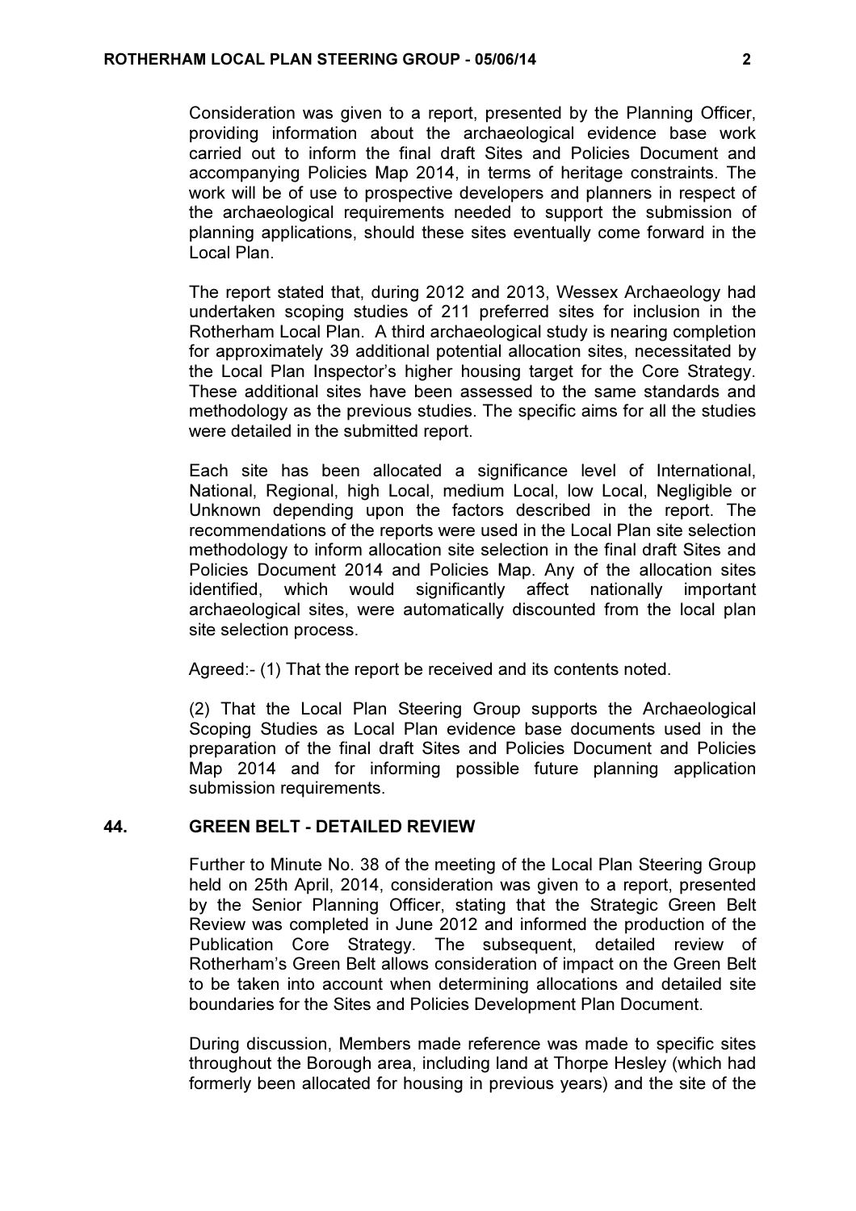Consideration was given to a report, presented by the Planning Officer, providing information about the archaeological evidence base work carried out to inform the final draft Sites and Policies Document and accompanying Policies Map 2014, in terms of heritage constraints. The work will be of use to prospective developers and planners in respect of the archaeological requirements needed to support the submission of planning applications, should these sites eventually come forward in the Local Plan.

The report stated that, during 2012 and 2013, Wessex Archaeology had undertaken scoping studies of 211 preferred sites for inclusion in the Rotherham Local Plan. A third archaeological study is nearing completion for approximately 39 additional potential allocation sites, necessitated by the Local Plan Inspector's higher housing target for the Core Strategy. These additional sites have been assessed to the same standards and methodology as the previous studies. The specific aims for all the studies were detailed in the submitted report.

Each site has been allocated a significance level of International, National, Regional, high Local, medium Local, low Local, Negligible or Unknown depending upon the factors described in the report. The recommendations of the reports were used in the Local Plan site selection methodology to inform allocation site selection in the final draft Sites and Policies Document 2014 and Policies Map. Any of the allocation sites identified, which would significantly affect nationally important archaeological sites, were automatically discounted from the local plan site selection process.

Agreed:- (1) That the report be received and its contents noted.

(2) That the Local Plan Steering Group supports the Archaeological Scoping Studies as Local Plan evidence base documents used in the preparation of the final draft Sites and Policies Document and Policies Map 2014 and for informing possible future planning application submission requirements.

## 44. GREEN BELT - DETAILED REVIEW

Further to Minute No. 38 of the meeting of the Local Plan Steering Group held on 25th April, 2014, consideration was given to a report, presented by the Senior Planning Officer, stating that the Strategic Green Belt Review was completed in June 2012 and informed the production of the Publication Core Strategy. The subsequent, detailed review of Rotherham's Green Belt allows consideration of impact on the Green Belt to be taken into account when determining allocations and detailed site boundaries for the Sites and Policies Development Plan Document.

During discussion, Members made reference was made to specific sites throughout the Borough area, including land at Thorpe Hesley (which had formerly been allocated for housing in previous years) and the site of the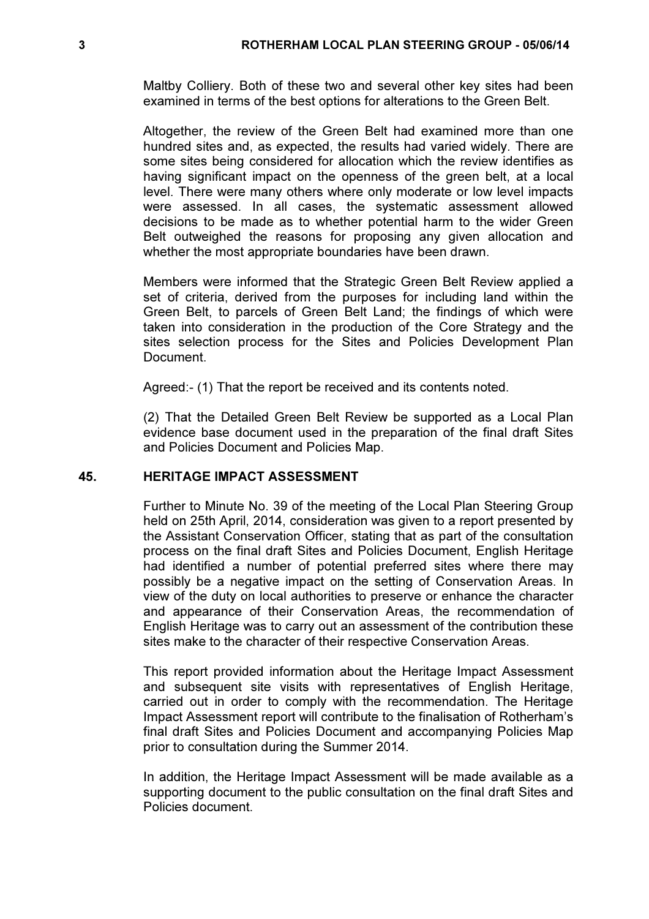Maltby Colliery. Both of these two and several other key sites had been examined in terms of the best options for alterations to the Green Belt.

Altogether, the review of the Green Belt had examined more than one hundred sites and, as expected, the results had varied widely. There are some sites being considered for allocation which the review identifies as having significant impact on the openness of the green belt, at a local level. There were many others where only moderate or low level impacts were assessed. In all cases, the systematic assessment allowed decisions to be made as to whether potential harm to the wider Green Belt outweighed the reasons for proposing any given allocation and whether the most appropriate boundaries have been drawn.

Members were informed that the Strategic Green Belt Review applied a set of criteria, derived from the purposes for including land within the Green Belt, to parcels of Green Belt Land; the findings of which were taken into consideration in the production of the Core Strategy and the sites selection process for the Sites and Policies Development Plan Document.

Agreed:- (1) That the report be received and its contents noted.

(2) That the Detailed Green Belt Review be supported as a Local Plan evidence base document used in the preparation of the final draft Sites and Policies Document and Policies Map.

## 45. HERITAGE IMPACT ASSESSMENT

Further to Minute No. 39 of the meeting of the Local Plan Steering Group held on 25th April, 2014, consideration was given to a report presented by the Assistant Conservation Officer, stating that as part of the consultation process on the final draft Sites and Policies Document, English Heritage had identified a number of potential preferred sites where there may possibly be a negative impact on the setting of Conservation Areas. In view of the duty on local authorities to preserve or enhance the character and appearance of their Conservation Areas, the recommendation of English Heritage was to carry out an assessment of the contribution these sites make to the character of their respective Conservation Areas.

This report provided information about the Heritage Impact Assessment and subsequent site visits with representatives of English Heritage, carried out in order to comply with the recommendation. The Heritage Impact Assessment report will contribute to the finalisation of Rotherham's final draft Sites and Policies Document and accompanying Policies Map prior to consultation during the Summer 2014.

In addition, the Heritage Impact Assessment will be made available as a supporting document to the public consultation on the final draft Sites and Policies document.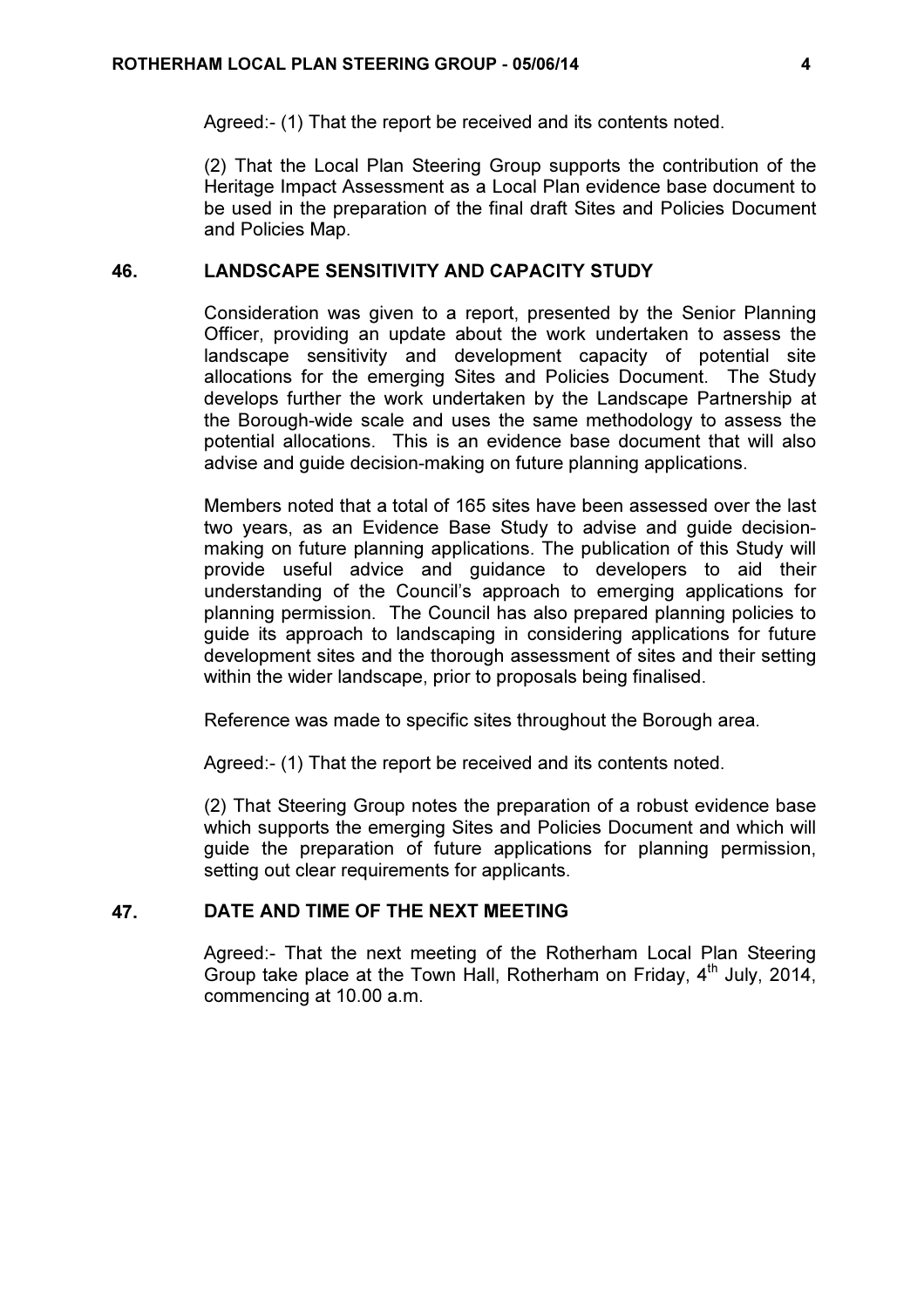Agreed:- (1) That the report be received and its contents noted.

(2) That the Local Plan Steering Group supports the contribution of the Heritage Impact Assessment as a Local Plan evidence base document to be used in the preparation of the final draft Sites and Policies Document and Policies Map.

## 46. LANDSCAPE SENSITIVITY AND CAPACITY STUDY

Consideration was given to a report, presented by the Senior Planning Officer, providing an update about the work undertaken to assess the landscape sensitivity and development capacity of potential site allocations for the emerging Sites and Policies Document. The Study develops further the work undertaken by the Landscape Partnership at the Borough-wide scale and uses the same methodology to assess the potential allocations. This is an evidence base document that will also advise and guide decision-making on future planning applications.

Members noted that a total of 165 sites have been assessed over the last two years, as an Evidence Base Study to advise and guide decision-making on future planning applications. The publication of this Study will provide useful advice and guidance to developers to aid their understanding of the Council's approach to emerging applications for planning permission. The Council has also prepared planning policies to guide its approach to landscaping in considering applications for future development sites and the thorough assessment of sites and their setting within the wider landscape, prior to proposals being finalised.

Reference was made to specific sites throughout the Borough area.

Agreed:- (1) That the report be received and its contents noted.

(2) That Steering Group notes the preparation of a robust evidence base which supports the emerging Sites and Policies Document and which will guide the preparation of future applications for planning permission, setting out clear requirements for applicants.

## 47. DATE AND TIME OF THE NEXT MEETING

Agreed:- That the next meeting of the Rotherham Local Plan Steering Group take place at the Town Hall, Rotherham on Friday, 4th July, 2014, commencing at 10.00 a.m.